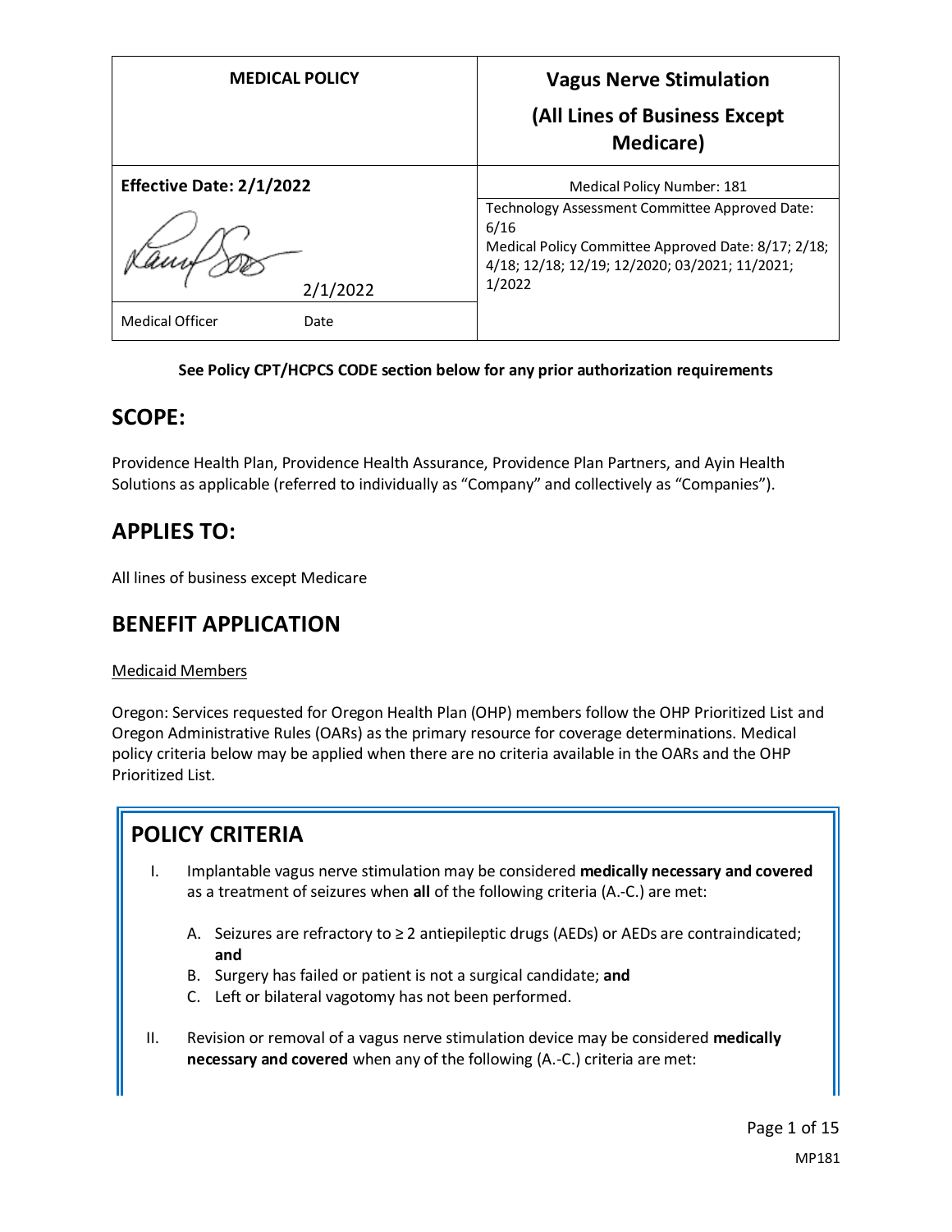| MEDICAL POLICY | Vagus Nerve Stimulation (All Lines of Business Except Medicare) |
| --- | --- |
| **Effective Date: 2/1/2022** | Medical Policy Number: 181 |
| 2/1/2022 | Technology Assessment Committee Approved Date: 6/16<br>Medical Policy Committee Approved Date: 8/17; 2/18; 4/18; 12/18; 12/19; 12/2020; 03/2021; 11/2021; 1/2022 |
| Medical Officer Date | |

**See Policy CPT/HCPCS CODE section below for any prior authorization requirements**

## SCOPE:

Providence Health Plan, Providence Health Assurance, Providence Plan Partners, and Ayin Health Solutions as applicable (referred to individually as "Company" and collectively as "Companies").

## APPLIES TO:

All lines of business except Medicare

## BENEFIT APPLICATION

Medicaid Members

Oregon: Services requested for Oregon Health Plan (OHP) members follow the OHP Prioritized List and Oregon Administrative Rules (OARs) as the primary resource for coverage determinations. Medical policy criteria below may be applied when there are no criteria available in the OARs and the OHP Prioritized List.

## POLICY CRITERIA

I. Implantable vagus nerve stimulation may be considered **medically necessary and covered** as a treatment of seizures when **all** of the following criteria (A.-C.) are met:

   A. Seizures are refractory to ≥ 2 antiepileptic drugs (AEDs) or AEDs are contraindicated; **and**
   B. Surgery has failed or patient is not a surgical candidate; **and**
   C. Left or bilateral vagotomy has not been performed.

II. Revision or removal of a vagus nerve stimulation device may be considered **medically necessary and covered** when any of the following (A.-C.) criteria are met: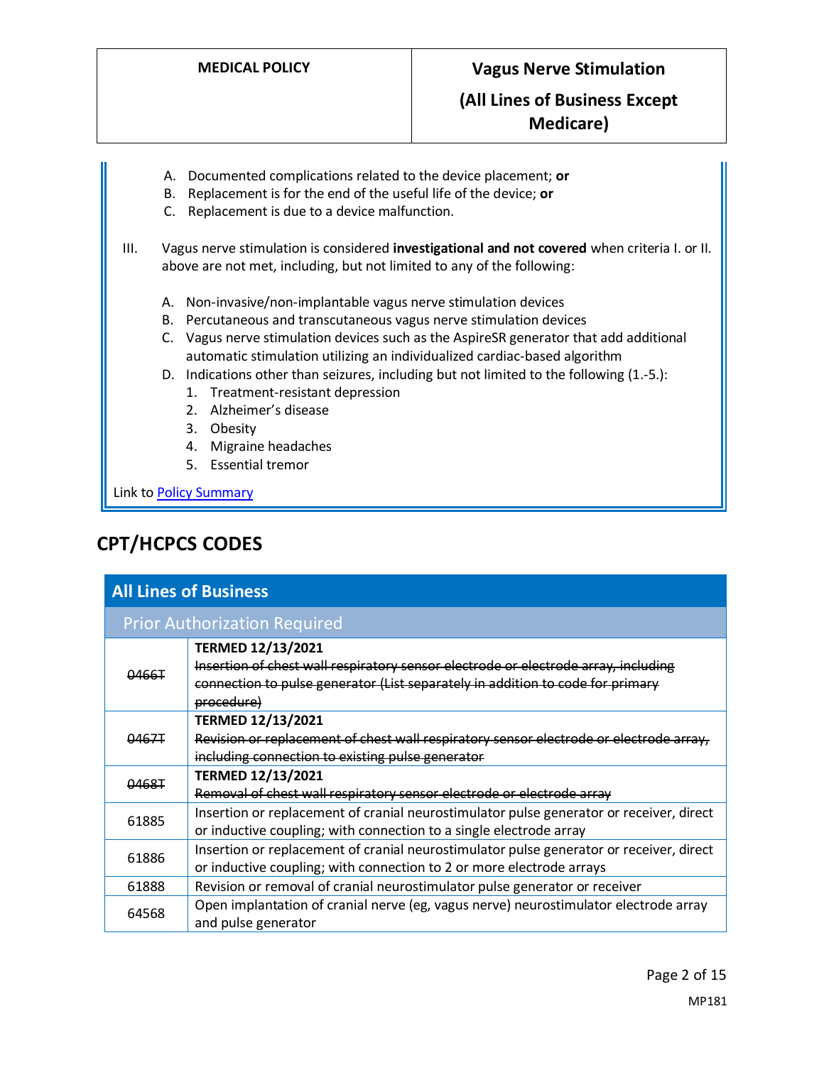A. Documented complications related to the device placement; **or**
   B. Replacement is for the end of the useful life of the device; **or**
   C. Replacement is due to a device malfunction.

III. Vagus nerve stimulation is considered **investigational and not covered** when criteria I. or II. above are not met, including, but not limited to any of the following:

   A. Non-invasive/non-implantable vagus nerve stimulation devices
   B. Percutaneous and transcutaneous vagus nerve stimulation devices
   C. Vagus nerve stimulation devices such as the AspireSR generator that add additional automatic stimulation utilizing an individualized cardiac-based algorithm
   D. Indications other than seizures, including but not limited to the following (1.-5.):
      1. Treatment-resistant depression
      2. Alzheimer's disease
      3. Obesity
      4. Migraine headaches
      5. Essential tremor

Link to [Policy Summary](#)

## CPT/HCPCS CODES

| All Lines of Business | |
|---|---|
| **Prior Authorization Required** | |
| ~~0466T~~ | **TERMED 12/13/2021** ~~Insertion of chest wall respiratory sensor electrode or electrode array, including connection to pulse generator (List separately in addition to code for primary procedure)~~ |
| ~~0467T~~ | **TERMED 12/13/2021** ~~Revision or replacement of chest wall respiratory sensor electrode or electrode array, including connection to existing pulse generator~~ |
| ~~0468T~~ | **TERMED 12/13/2021** ~~Removal of chest wall respiratory sensor electrode or electrode array~~ |
| 61885 | Insertion or replacement of cranial neurostimulator pulse generator or receiver, direct or inductive coupling; with connection to a single electrode array |
| 61886 | Insertion or replacement of cranial neurostimulator pulse generator or receiver, direct or inductive coupling; with connection to 2 or more electrode arrays |
| 61888 | Revision or removal of cranial neurostimulator pulse generator or receiver |
| 64568 | Open implantation of cranial nerve (eg, vagus nerve) neurostimulator electrode array and pulse generator |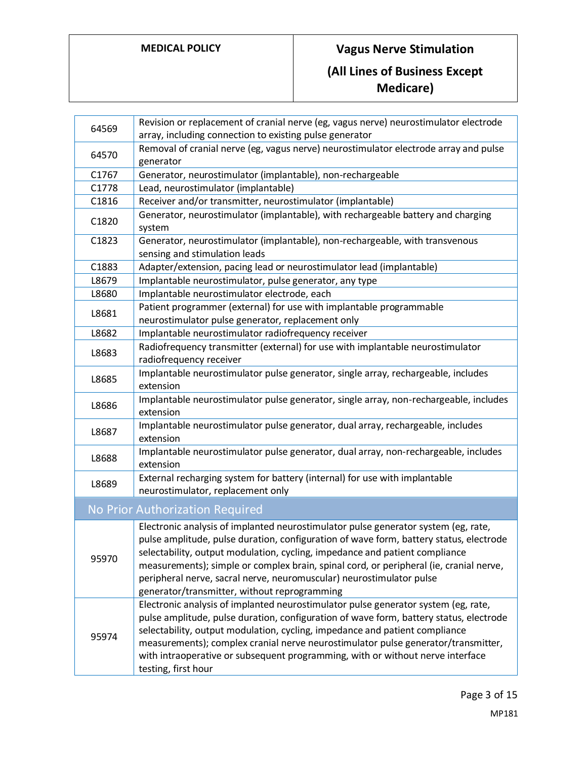| Code | Description |
|---|---|
| 64569 | Revision or replacement of cranial nerve (eg, vagus nerve) neurostimulator electrode array, including connection to existing pulse generator |
| 64570 | Removal of cranial nerve (eg, vagus nerve) neurostimulator electrode array and pulse generator |
| C1767 | Generator, neurostimulator (implantable), non-rechargeable |
| C1778 | Lead, neurostimulator (implantable) |
| C1816 | Receiver and/or transmitter, neurostimulator (implantable) |
| C1820 | Generator, neurostimulator (implantable), with rechargeable battery and charging system |
| C1823 | Generator, neurostimulator (implantable), non-rechargeable, with transvenous sensing and stimulation leads |
| C1883 | Adapter/extension, pacing lead or neurostimulator lead (implantable) |
| L8679 | Implantable neurostimulator, pulse generator, any type |
| L8680 | Implantable neurostimulator electrode, each |
| L8681 | Patient programmer (external) for use with implantable programmable neurostimulator pulse generator, replacement only |
| L8682 | Implantable neurostimulator radiofrequency receiver |
| L8683 | Radiofrequency transmitter (external) for use with implantable neurostimulator radiofrequency receiver |
| L8685 | Implantable neurostimulator pulse generator, single array, rechargeable, includes extension |
| L8686 | Implantable neurostimulator pulse generator, single array, non-rechargeable, includes extension |
| L8687 | Implantable neurostimulator pulse generator, dual array, rechargeable, includes extension |
| L8688 | Implantable neurostimulator pulse generator, dual array, non-rechargeable, includes extension |
| L8689 | External recharging system for battery (internal) for use with implantable neurostimulator, replacement only |
| **No Prior Authorization Required** | |
| 95970 | Electronic analysis of implanted neurostimulator pulse generator system (eg, rate, pulse amplitude, pulse duration, configuration of wave form, battery status, electrode selectability, output modulation, cycling, impedance and patient compliance measurements); simple or complex brain, spinal cord, or peripheral (ie, cranial nerve, peripheral nerve, sacral nerve, neuromuscular) neurostimulator pulse generator/transmitter, without reprogramming |
| 95974 | Electronic analysis of implanted neurostimulator pulse generator system (eg, rate, pulse amplitude, pulse duration, configuration of wave form, battery status, electrode selectability, output modulation, cycling, impedance and patient compliance measurements); complex cranial nerve neurostimulator pulse generator/transmitter, with intraoperative or subsequent programming, with or without nerve interface testing, first hour |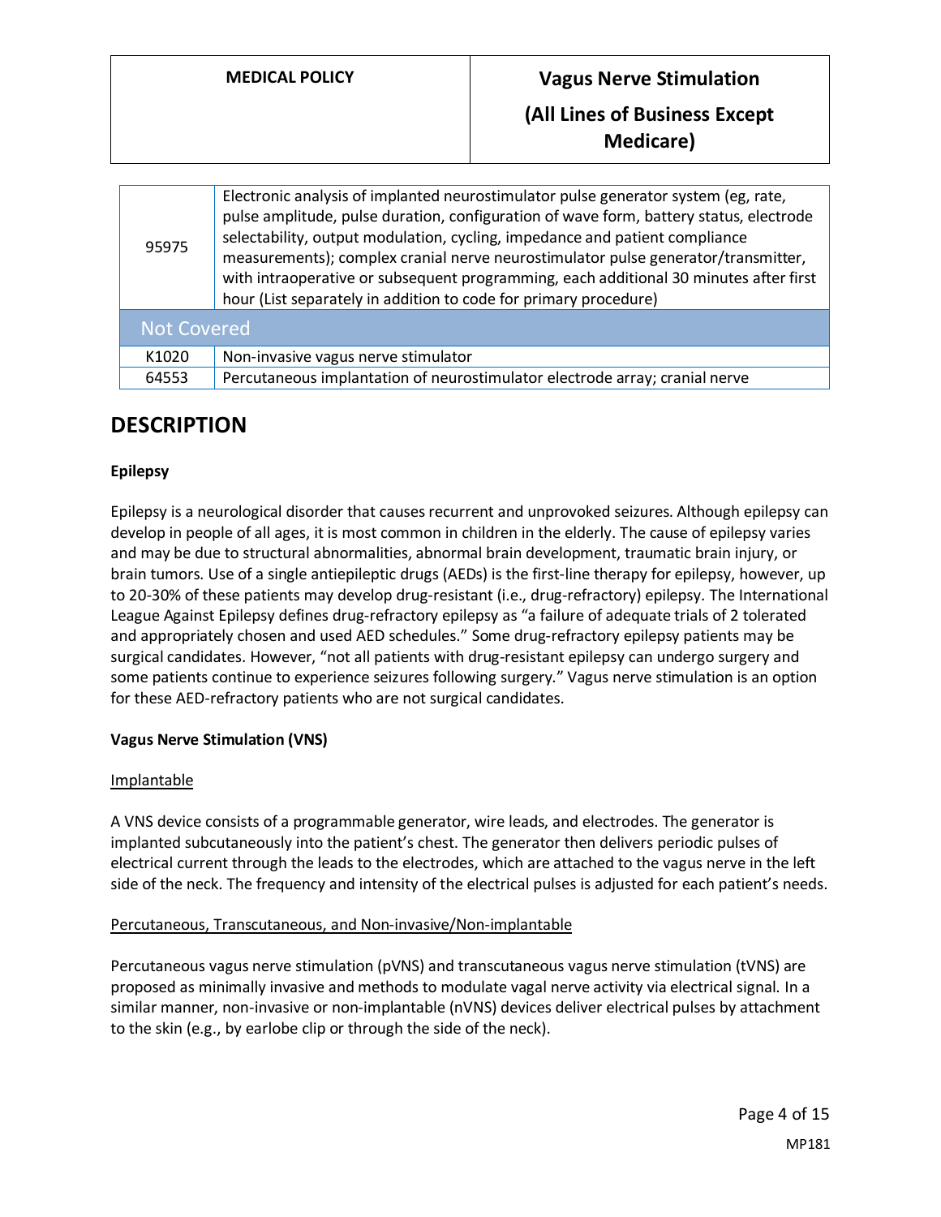| | |
|---|---|
| 95975 | Electronic analysis of implanted neurostimulator pulse generator system (eg, rate, pulse amplitude, pulse duration, configuration of wave form, battery status, electrode selectability, output modulation, cycling, impedance and patient compliance measurements); complex cranial nerve neurostimulator pulse generator/transmitter, with intraoperative or subsequent programming, each additional 30 minutes after first hour (List separately in addition to code for primary procedure) |
| **Not Covered** | |
| K1020 | Non-invasive vagus nerve stimulator |
| 64553 | Percutaneous implantation of neurostimulator electrode array; cranial nerve |

## DESCRIPTION

**Epilepsy**

Epilepsy is a neurological disorder that causes recurrent and unprovoked seizures. Although epilepsy can develop in people of all ages, it is most common in children in the elderly. The cause of epilepsy varies and may be due to structural abnormalities, abnormal brain development, traumatic brain injury, or brain tumors. Use of a single antiepileptic drugs (AEDs) is the first-line therapy for epilepsy, however, up to 20-30% of these patients may develop drug-resistant (i.e., drug-refractory) epilepsy. The International League Against Epilepsy defines drug-refractory epilepsy as "a failure of adequate trials of 2 tolerated and appropriately chosen and used AED schedules." Some drug-refractory epilepsy patients may be surgical candidates. However, "not all patients with drug-resistant epilepsy can undergo surgery and some patients continue to experience seizures following surgery." Vagus nerve stimulation is an option for these AED-refractory patients who are not surgical candidates.

**Vagus Nerve Stimulation (VNS)**

Implantable

A VNS device consists of a programmable generator, wire leads, and electrodes. The generator is implanted subcutaneously into the patient's chest. The generator then delivers periodic pulses of electrical current through the leads to the electrodes, which are attached to the vagus nerve in the left side of the neck. The frequency and intensity of the electrical pulses is adjusted for each patient's needs.

Percutaneous, Transcutaneous, and Non-invasive/Non-implantable

Percutaneous vagus nerve stimulation (pVNS) and transcutaneous vagus nerve stimulation (tVNS) are proposed as minimally invasive and methods to modulate vagal nerve activity via electrical signal. In a similar manner, non-invasive or non-implantable (nVNS) devices deliver electrical pulses by attachment to the skin (e.g., by earlobe clip or through the side of the neck).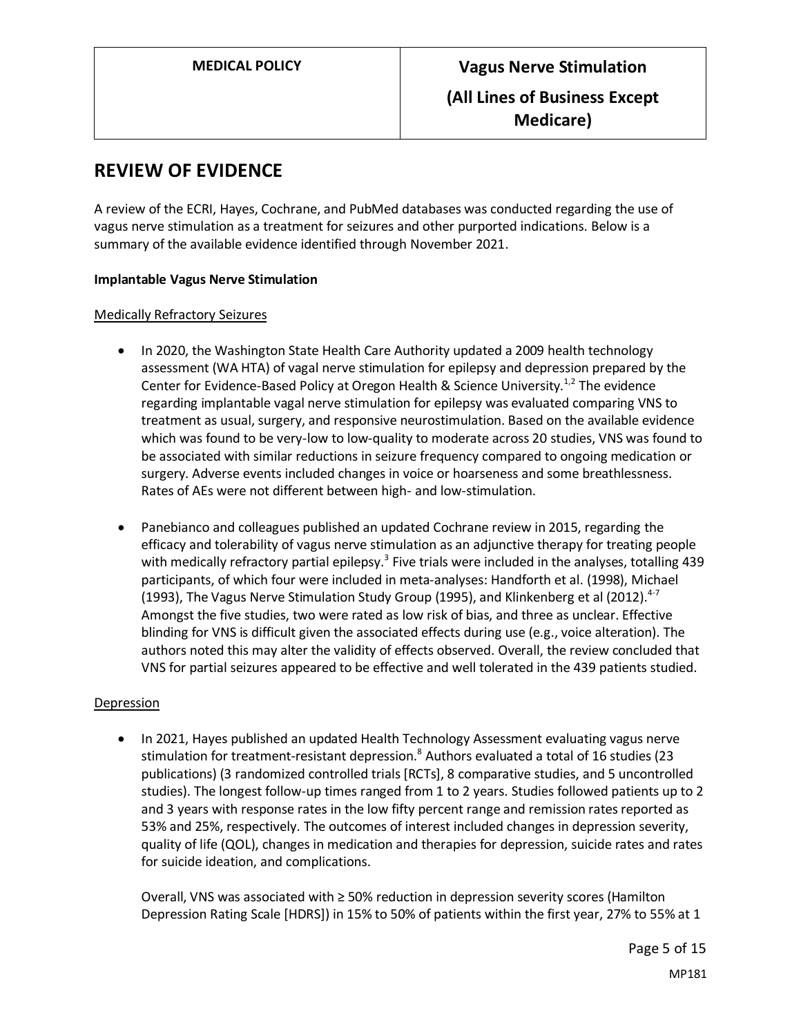## REVIEW OF EVIDENCE

A review of the ECRI, Hayes, Cochrane, and PubMed databases was conducted regarding the use of vagus nerve stimulation as a treatment for seizures and other purported indications. Below is a summary of the available evidence identified through November 2021.

**Implantable Vagus Nerve Stimulation**

Medically Refractory Seizures

- In 2020, the Washington State Health Care Authority updated a 2009 health technology assessment (WA HTA) of vagal nerve stimulation for epilepsy and depression prepared by the Center for Evidence-Based Policy at Oregon Health & Science University.[1,2] The evidence regarding implantable vagal nerve stimulation for epilepsy was evaluated comparing VNS to treatment as usual, surgery, and responsive neurostimulation. Based on the available evidence which was found to be very-low to low-quality to moderate across 20 studies, VNS was found to be associated with similar reductions in seizure frequency compared to ongoing medication or surgery. Adverse events included changes in voice or hoarseness and some breathlessness. Rates of AEs were not different between high- and low-stimulation.

- Panebianco and colleagues published an updated Cochrane review in 2015, regarding the efficacy and tolerability of vagus nerve stimulation as an adjunctive therapy for treating people with medically refractory partial epilepsy.[3] Five trials were included in the analyses, totalling 439 participants, of which four were included in meta-analyses: Handforth et al. (1998), Michael (1993), The Vagus Nerve Stimulation Study Group (1995), and Klinkenberg et al (2012).[4-7] Amongst the five studies, two were rated as low risk of bias, and three as unclear. Effective blinding for VNS is difficult given the associated effects during use (e.g., voice alteration). The authors noted this may alter the validity of effects observed. Overall, the review concluded that VNS for partial seizures appeared to be effective and well tolerated in the 439 patients studied.

Depression

- In 2021, Hayes published an updated Health Technology Assessment evaluating vagus nerve stimulation for treatment-resistant depression.[8] Authors evaluated a total of 16 studies (23 publications) (3 randomized controlled trials [RCTs], 8 comparative studies, and 5 uncontrolled studies). The longest follow-up times ranged from 1 to 2 years. Studies followed patients up to 2 and 3 years with response rates in the low fifty percent range and remission rates reported as 53% and 25%, respectively. The outcomes of interest included changes in depression severity, quality of life (QOL), changes in medication and therapies for depression, suicide rates and rates for suicide ideation, and complications.

  Overall, VNS was associated with ≥ 50% reduction in depression severity scores (Hamilton Depression Rating Scale [HDRS]) in 15% to 50% of patients within the first year, 27% to 55% at 1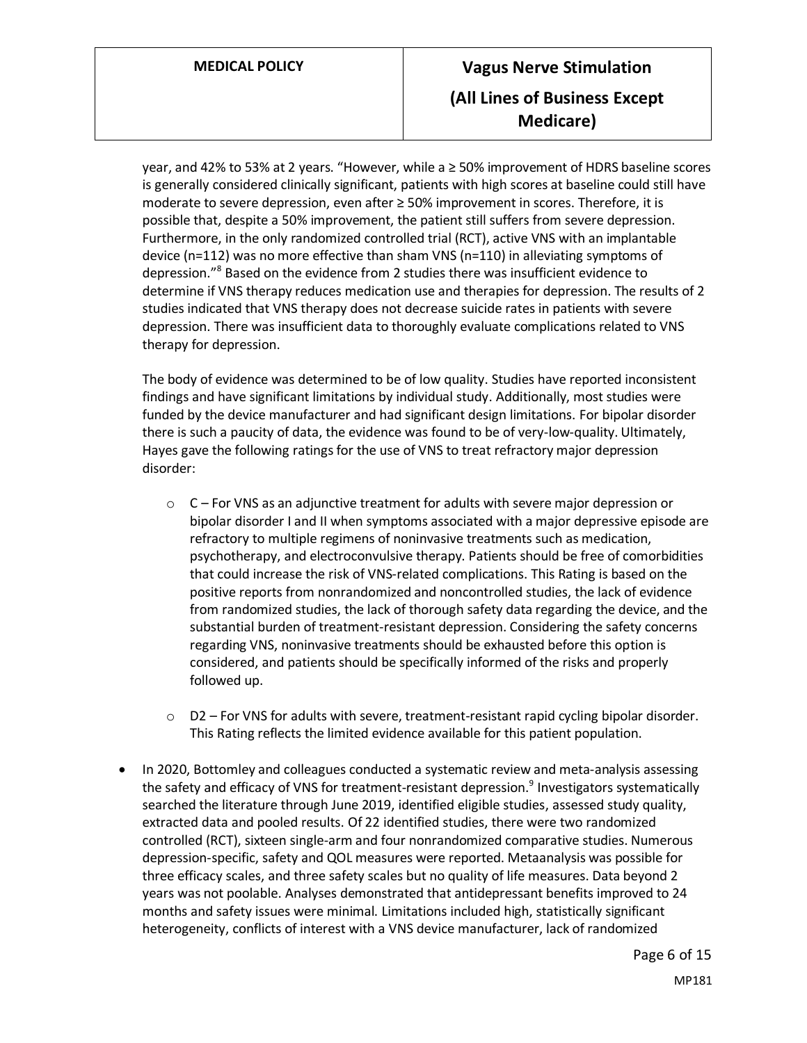year, and 42% to 53% at 2 years. "However, while a ≥ 50% improvement of HDRS baseline scores is generally considered clinically significant, patients with high scores at baseline could still have moderate to severe depression, even after ≥ 50% improvement in scores. Therefore, it is possible that, despite a 50% improvement, the patient still suffers from severe depression. Furthermore, in the only randomized controlled trial (RCT), active VNS with an implantable device (n=112) was no more effective than sham VNS (n=110) in alleviating symptoms of depression."[8] Based on the evidence from 2 studies there was insufficient evidence to determine if VNS therapy reduces medication use and therapies for depression. The results of 2 studies indicated that VNS therapy does not decrease suicide rates in patients with severe depression. There was insufficient data to thoroughly evaluate complications related to VNS therapy for depression.

The body of evidence was determined to be of low quality. Studies have reported inconsistent findings and have significant limitations by individual study. Additionally, most studies were funded by the device manufacturer and had significant design limitations. For bipolar disorder there is such a paucity of data, the evidence was found to be of very-low-quality. Ultimately, Hayes gave the following ratings for the use of VNS to treat refractory major depression disorder:

- C – For VNS as an adjunctive treatment for adults with severe major depression or bipolar disorder I and II when symptoms associated with a major depressive episode are refractory to multiple regimens of noninvasive treatments such as medication, psychotherapy, and electroconvulsive therapy. Patients should be free of comorbidities that could increase the risk of VNS-related complications. This Rating is based on the positive reports from nonrandomized and noncontrolled studies, the lack of evidence from randomized studies, the lack of thorough safety data regarding the device, and the substantial burden of treatment-resistant depression. Considering the safety concerns regarding VNS, noninvasive treatments should be exhausted before this option is considered, and patients should be specifically informed of the risks and properly followed up.

- D2 – For VNS for adults with severe, treatment-resistant rapid cycling bipolar disorder. This Rating reflects the limited evidence available for this patient population.

- In 2020, Bottomley and colleagues conducted a systematic review and meta-analysis assessing the safety and efficacy of VNS for treatment-resistant depression.[9] Investigators systematically searched the literature through June 2019, identified eligible studies, assessed study quality, extracted data and pooled results. Of 22 identified studies, there were two randomized controlled (RCT), sixteen single-arm and four nonrandomized comparative studies. Numerous depression-specific, safety and QOL measures were reported. Metaanalysis was possible for three efficacy scales, and three safety scales but no quality of life measures. Data beyond 2 years was not poolable. Analyses demonstrated that antidepressant benefits improved to 24 months and safety issues were minimal. Limitations included high, statistically significant heterogeneity, conflicts of interest with a VNS device manufacturer, lack of randomized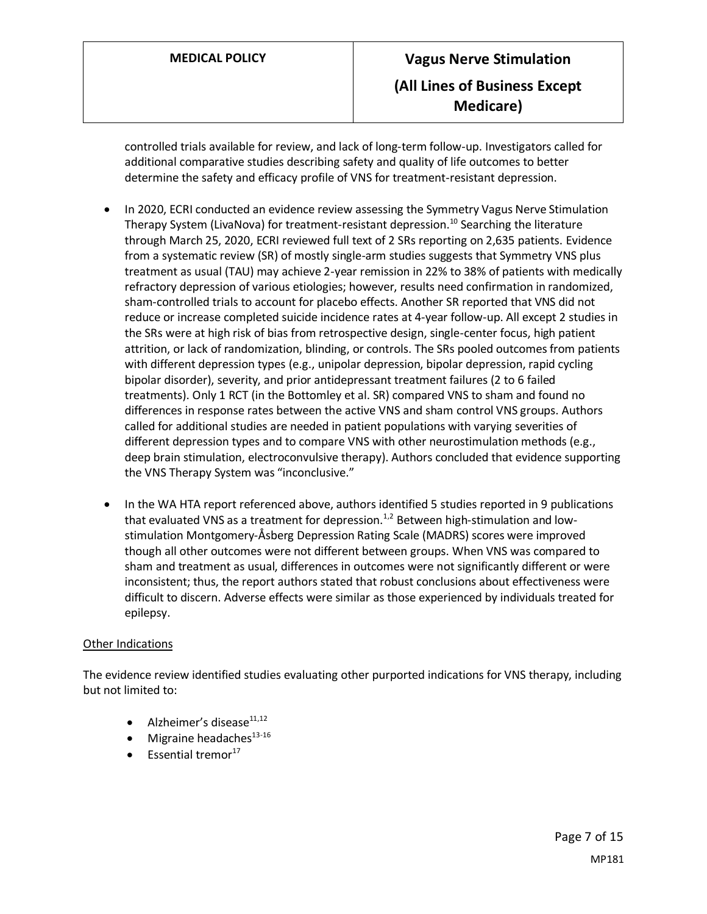controlled trials available for review, and lack of long-term follow-up. Investigators called for additional comparative studies describing safety and quality of life outcomes to better determine the safety and efficacy profile of VNS for treatment-resistant depression.

- In 2020, ECRI conducted an evidence review assessing the Symmetry Vagus Nerve Stimulation Therapy System (LivaNova) for treatment-resistant depression.[10] Searching the literature through March 25, 2020, ECRI reviewed full text of 2 SRs reporting on 2,635 patients. Evidence from a systematic review (SR) of mostly single-arm studies suggests that Symmetry VNS plus treatment as usual (TAU) may achieve 2-year remission in 22% to 38% of patients with medically refractory depression of various etiologies; however, results need confirmation in randomized, sham-controlled trials to account for placebo effects. Another SR reported that VNS did not reduce or increase completed suicide incidence rates at 4-year follow-up. All except 2 studies in the SRs were at high risk of bias from retrospective design, single-center focus, high patient attrition, or lack of randomization, blinding, or controls. The SRs pooled outcomes from patients with different depression types (e.g., unipolar depression, bipolar depression, rapid cycling bipolar disorder), severity, and prior antidepressant treatment failures (2 to 6 failed treatments). Only 1 RCT (in the Bottomley et al. SR) compared VNS to sham and found no differences in response rates between the active VNS and sham control VNS groups. Authors called for additional studies are needed in patient populations with varying severities of different depression types and to compare VNS with other neurostimulation methods (e.g., deep brain stimulation, electroconvulsive therapy). Authors concluded that evidence supporting the VNS Therapy System was "inconclusive."

- In the WA HTA report referenced above, authors identified 5 studies reported in 9 publications that evaluated VNS as a treatment for depression.[1,2] Between high-stimulation and low-stimulation Montgomery-Åsberg Depression Rating Scale (MADRS) scores were improved though all other outcomes were not different between groups. When VNS was compared to sham and treatment as usual, differences in outcomes were not significantly different or were inconsistent; thus, the report authors stated that robust conclusions about effectiveness were difficult to discern. Adverse effects were similar as those experienced by individuals treated for epilepsy.

Other Indications

The evidence review identified studies evaluating other purported indications for VNS therapy, including but not limited to:

- Alzheimer's disease[11,12]
- Migraine headaches[13-16]
- Essential tremor[17]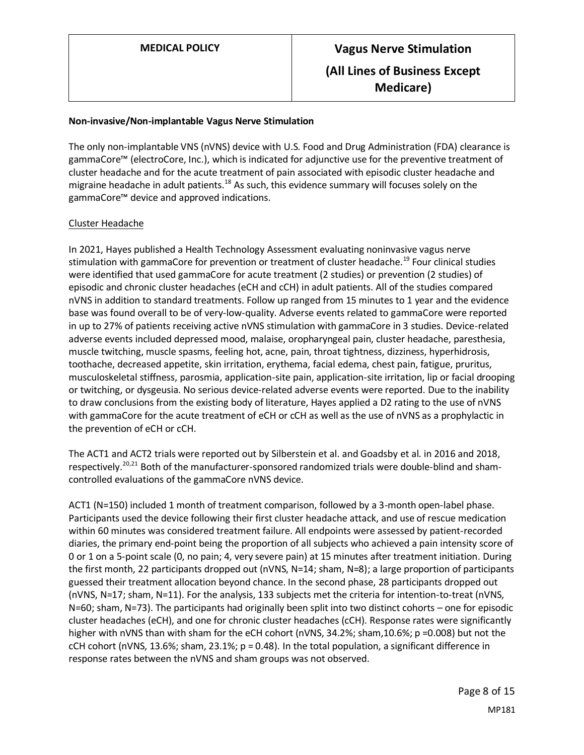**Non-invasive/Non-implantable Vagus Nerve Stimulation**

The only non-implantable VNS (nVNS) device with U.S. Food and Drug Administration (FDA) clearance is gammaCore™ (electroCore, Inc.), which is indicated for adjunctive use for the preventive treatment of cluster headache and for the acute treatment of pain associated with episodic cluster headache and migraine headache in adult patients.[18] As such, this evidence summary will focuses solely on the gammaCore™ device and approved indications.

Cluster Headache

In 2021, Hayes published a Health Technology Assessment evaluating noninvasive vagus nerve stimulation with gammaCore for prevention or treatment of cluster headache.[19] Four clinical studies were identified that used gammaCore for acute treatment (2 studies) or prevention (2 studies) of episodic and chronic cluster headaches (eCH and cCH) in adult patients. All of the studies compared nVNS in addition to standard treatments. Follow up ranged from 15 minutes to 1 year and the evidence base was found overall to be of very-low-quality. Adverse events related to gammaCore were reported in up to 27% of patients receiving active nVNS stimulation with gammaCore in 3 studies. Device-related adverse events included depressed mood, malaise, oropharyngeal pain, cluster headache, paresthesia, muscle twitching, muscle spasms, feeling hot, acne, pain, throat tightness, dizziness, hyperhidrosis, toothache, decreased appetite, skin irritation, erythema, facial edema, chest pain, fatigue, pruritus, musculoskeletal stiffness, parosmia, application-site pain, application-site irritation, lip or facial drooping or twitching, or dysgeusia. No serious device-related adverse events were reported. Due to the inability to draw conclusions from the existing body of literature, Hayes applied a D2 rating to the use of nVNS with gammaCore for the acute treatment of eCH or cCH as well as the use of nVNS as a prophylactic in the prevention of eCH or cCH.

The ACT1 and ACT2 trials were reported out by Silberstein et al. and Goadsby et al. in 2016 and 2018, respectively.[20,21] Both of the manufacturer-sponsored randomized trials were double-blind and sham-controlled evaluations of the gammaCore nVNS device.

ACT1 (N=150) included 1 month of treatment comparison, followed by a 3-month open-label phase. Participants used the device following their first cluster headache attack, and use of rescue medication within 60 minutes was considered treatment failure. All endpoints were assessed by patient-recorded diaries, the primary end-point being the proportion of all subjects who achieved a pain intensity score of 0 or 1 on a 5-point scale (0, no pain; 4, very severe pain) at 15 minutes after treatment initiation. During the first month, 22 participants dropped out (nVNS, N=14; sham, N=8); a large proportion of participants guessed their treatment allocation beyond chance. In the second phase, 28 participants dropped out (nVNS, N=17; sham, N=11). For the analysis, 133 subjects met the criteria for intention-to-treat (nVNS, N=60; sham, N=73). The participants had originally been split into two distinct cohorts – one for episodic cluster headaches (eCH), and one for chronic cluster headaches (cCH). Response rates were significantly higher with nVNS than with sham for the eCH cohort (nVNS, 34.2%; sham,10.6%; $p = 0.008$) but not the cCH cohort (nVNS, 13.6%; sham, 23.1%; $p = 0.48$). In the total population, a significant difference in response rates between the nVNS and sham groups was not observed.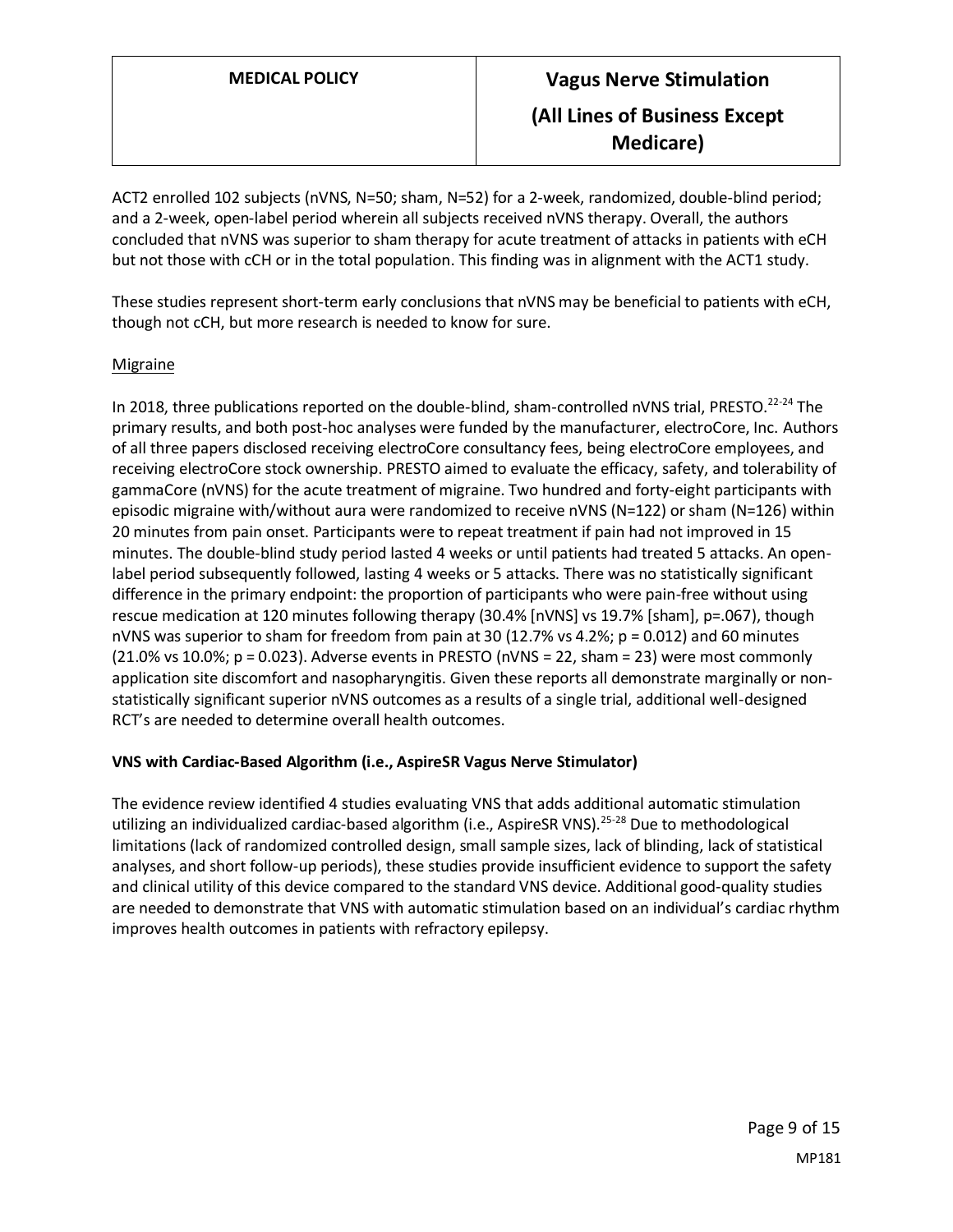ACT2 enrolled 102 subjects (nVNS, N=50; sham, N=52) for a 2-week, randomized, double-blind period; and a 2-week, open-label period wherein all subjects received nVNS therapy. Overall, the authors concluded that nVNS was superior to sham therapy for acute treatment of attacks in patients with eCH but not those with cCH or in the total population. This finding was in alignment with the ACT1 study.

These studies represent short-term early conclusions that nVNS may be beneficial to patients with eCH, though not cCH, but more research is needed to know for sure.

Migraine

In 2018, three publications reported on the double-blind, sham-controlled nVNS trial, PRESTO.[22-24] The primary results, and both post-hoc analyses were funded by the manufacturer, electroCore, Inc. Authors of all three papers disclosed receiving electroCore consultancy fees, being electroCore employees, and receiving electroCore stock ownership. PRESTO aimed to evaluate the efficacy, safety, and tolerability of gammaCore (nVNS) for the acute treatment of migraine. Two hundred and forty-eight participants with episodic migraine with/without aura were randomized to receive nVNS (N=122) or sham (N=126) within 20 minutes from pain onset. Participants were to repeat treatment if pain had not improved in 15 minutes. The double-blind study period lasted 4 weeks or until patients had treated 5 attacks. An open-label period subsequently followed, lasting 4 weeks or 5 attacks. There was no statistically significant difference in the primary endpoint: the proportion of participants who were pain-free without using rescue medication at 120 minutes following therapy (30.4% [nVNS] vs 19.7% [sham], p=.067), though nVNS was superior to sham for freedom from pain at 30 (12.7% vs 4.2%; p = 0.012) and 60 minutes (21.0% vs 10.0%; p = 0.023). Adverse events in PRESTO (nVNS = 22, sham = 23) were most commonly application site discomfort and nasopharyngitis. Given these reports all demonstrate marginally or non-statistically significant superior nVNS outcomes as a results of a single trial, additional well-designed RCT's are needed to determine overall health outcomes.

**VNS with Cardiac-Based Algorithm (i.e., AspireSR Vagus Nerve Stimulator)**

The evidence review identified 4 studies evaluating VNS that adds additional automatic stimulation utilizing an individualized cardiac-based algorithm (i.e., AspireSR VNS).[25-28] Due to methodological limitations (lack of randomized controlled design, small sample sizes, lack of blinding, lack of statistical analyses, and short follow-up periods), these studies provide insufficient evidence to support the safety and clinical utility of this device compared to the standard VNS device. Additional good-quality studies are needed to demonstrate that VNS with automatic stimulation based on an individual's cardiac rhythm improves health outcomes in patients with refractory epilepsy.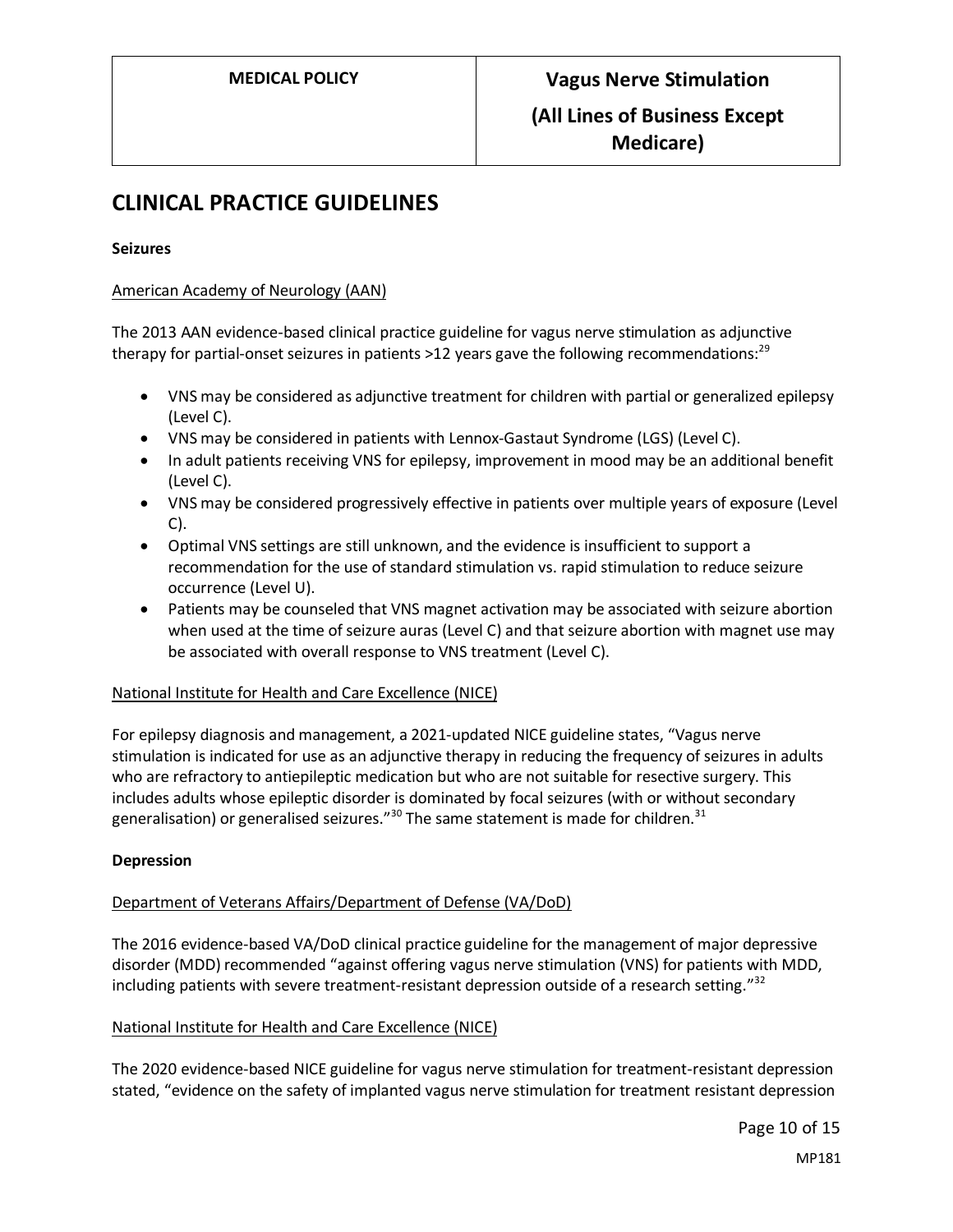## CLINICAL PRACTICE GUIDELINES

**Seizures**

American Academy of Neurology (AAN)

The 2013 AAN evidence-based clinical practice guideline for vagus nerve stimulation as adjunctive therapy for partial-onset seizures in patients >12 years gave the following recommendations:[29]

- VNS may be considered as adjunctive treatment for children with partial or generalized epilepsy (Level C).
- VNS may be considered in patients with Lennox-Gastaut Syndrome (LGS) (Level C).
- In adult patients receiving VNS for epilepsy, improvement in mood may be an additional benefit (Level C).
- VNS may be considered progressively effective in patients over multiple years of exposure (Level C).
- Optimal VNS settings are still unknown, and the evidence is insufficient to support a recommendation for the use of standard stimulation vs. rapid stimulation to reduce seizure occurrence (Level U).
- Patients may be counseled that VNS magnet activation may be associated with seizure abortion when used at the time of seizure auras (Level C) and that seizure abortion with magnet use may be associated with overall response to VNS treatment (Level C).

National Institute for Health and Care Excellence (NICE)

For epilepsy diagnosis and management, a 2021-updated NICE guideline states, "Vagus nerve stimulation is indicated for use as an adjunctive therapy in reducing the frequency of seizures in adults who are refractory to antiepileptic medication but who are not suitable for resective surgery. This includes adults whose epileptic disorder is dominated by focal seizures (with or without secondary generalisation) or generalised seizures."[30] The same statement is made for children.[31]

**Depression**

Department of Veterans Affairs/Department of Defense (VA/DoD)

The 2016 evidence-based VA/DoD clinical practice guideline for the management of major depressive disorder (MDD) recommended "against offering vagus nerve stimulation (VNS) for patients with MDD, including patients with severe treatment-resistant depression outside of a research setting."[32]

National Institute for Health and Care Excellence (NICE)

The 2020 evidence-based NICE guideline for vagus nerve stimulation for treatment-resistant depression stated, "evidence on the safety of implanted vagus nerve stimulation for treatment resistant depression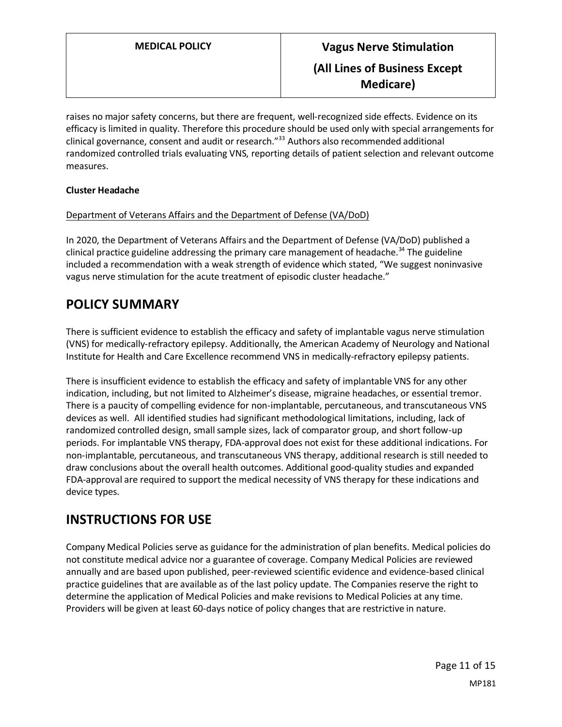raises no major safety concerns, but there are frequent, well-recognized side effects. Evidence on its efficacy is limited in quality. Therefore this procedure should be used only with special arrangements for clinical governance, consent and audit or research."[33] Authors also recommended additional randomized controlled trials evaluating VNS, reporting details of patient selection and relevant outcome measures.

**Cluster Headache**

Department of Veterans Affairs and the Department of Defense (VA/DoD)

In 2020, the Department of Veterans Affairs and the Department of Defense (VA/DoD) published a clinical practice guideline addressing the primary care management of headache.[34] The guideline included a recommendation with a weak strength of evidence which stated, "We suggest noninvasive vagus nerve stimulation for the acute treatment of episodic cluster headache."

## POLICY SUMMARY

There is sufficient evidence to establish the efficacy and safety of implantable vagus nerve stimulation (VNS) for medically-refractory epilepsy. Additionally, the American Academy of Neurology and National Institute for Health and Care Excellence recommend VNS in medically-refractory epilepsy patients.

There is insufficient evidence to establish the efficacy and safety of implantable VNS for any other indication, including, but not limited to Alzheimer's disease, migraine headaches, or essential tremor. There is a paucity of compelling evidence for non-implantable, percutaneous, and transcutaneous VNS devices as well. All identified studies had significant methodological limitations, including, lack of randomized controlled design, small sample sizes, lack of comparator group, and short follow-up periods. For implantable VNS therapy, FDA-approval does not exist for these additional indications. For non-implantable, percutaneous, and transcutaneous VNS therapy, additional research is still needed to draw conclusions about the overall health outcomes. Additional good-quality studies and expanded FDA-approval are required to support the medical necessity of VNS therapy for these indications and device types.

## INSTRUCTIONS FOR USE

Company Medical Policies serve as guidance for the administration of plan benefits. Medical policies do not constitute medical advice nor a guarantee of coverage. Company Medical Policies are reviewed annually and are based upon published, peer-reviewed scientific evidence and evidence-based clinical practice guidelines that are available as of the last policy update. The Companies reserve the right to determine the application of Medical Policies and make revisions to Medical Policies at any time. Providers will be given at least 60-days notice of policy changes that are restrictive in nature.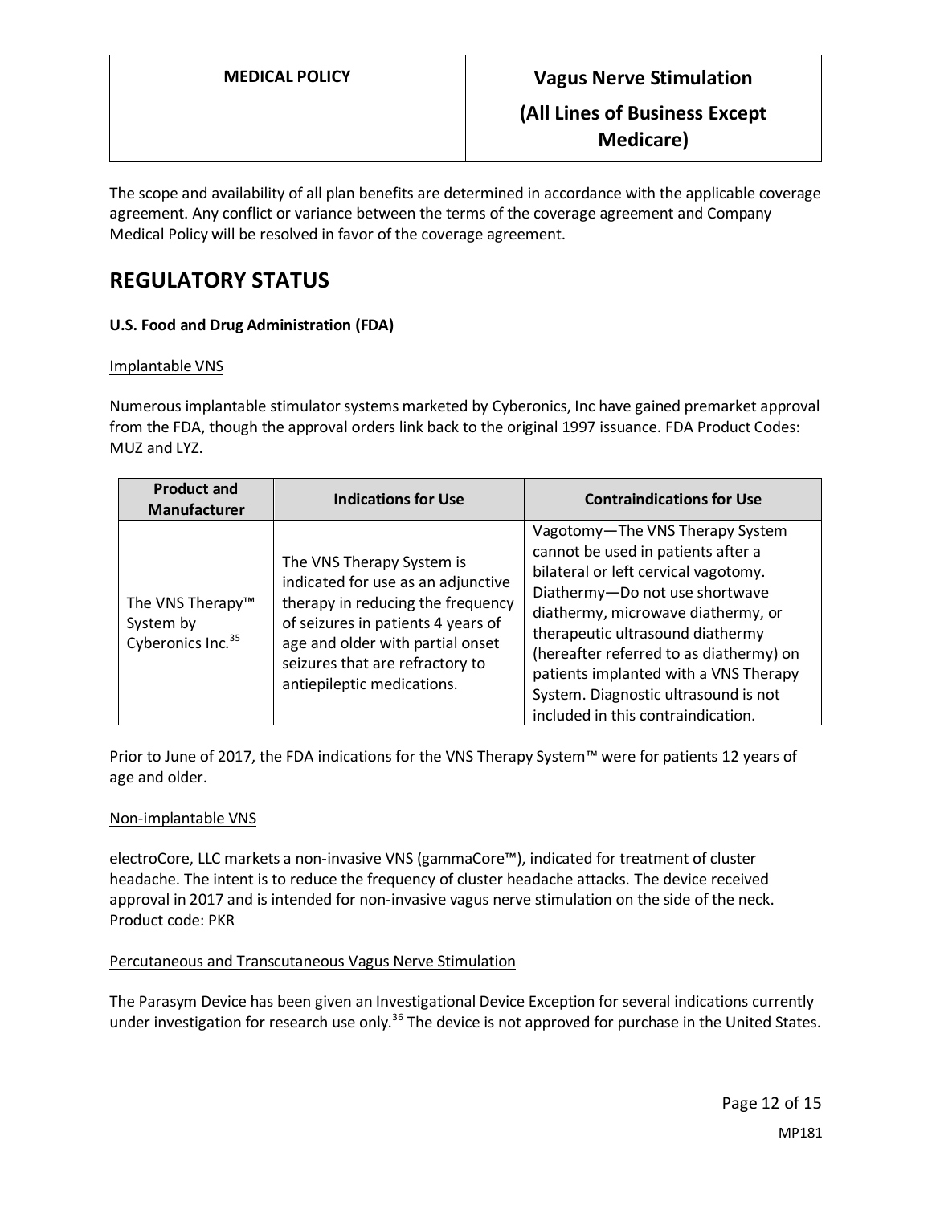The scope and availability of all plan benefits are determined in accordance with the applicable coverage agreement. Any conflict or variance between the terms of the coverage agreement and Company Medical Policy will be resolved in favor of the coverage agreement.

# REGULATORY STATUS

### U.S. Food and Drug Administration (FDA)

Implantable VNS

Numerous implantable stimulator systems marketed by Cyberonics, Inc have gained premarket approval from the FDA, though the approval orders link back to the original 1997 issuance. FDA Product Codes: MUZ and LYZ.

| Product and Manufacturer | Indications for Use | Contraindications for Use |
|---|---|---|
| The VNS Therapy™ System by Cyberonics Inc.[35] | The VNS Therapy System is indicated for use as an adjunctive therapy in reducing the frequency of seizures in patients 4 years of age and older with partial onset seizures that are refractory to antiepileptic medications. | Vagotomy—The VNS Therapy System cannot be used in patients after a bilateral or left cervical vagotomy. Diathermy—Do not use shortwave diathermy, microwave diathermy, or therapeutic ultrasound diathermy (hereafter referred to as diathermy) on patients implanted with a VNS Therapy System. Diagnostic ultrasound is not included in this contraindication. |

Prior to June of 2017, the FDA indications for the VNS Therapy System™ were for patients 12 years of age and older.

Non-implantable VNS

electroCore, LLC markets a non-invasive VNS (gammaCore™), indicated for treatment of cluster headache. The intent is to reduce the frequency of cluster headache attacks. The device received approval in 2017 and is intended for non-invasive vagus nerve stimulation on the side of the neck. Product code: PKR

Percutaneous and Transcutaneous Vagus Nerve Stimulation

The Parasym Device has been given an Investigational Device Exception for several indications currently under investigation for research use only.[36] The device is not approved for purchase in the United States.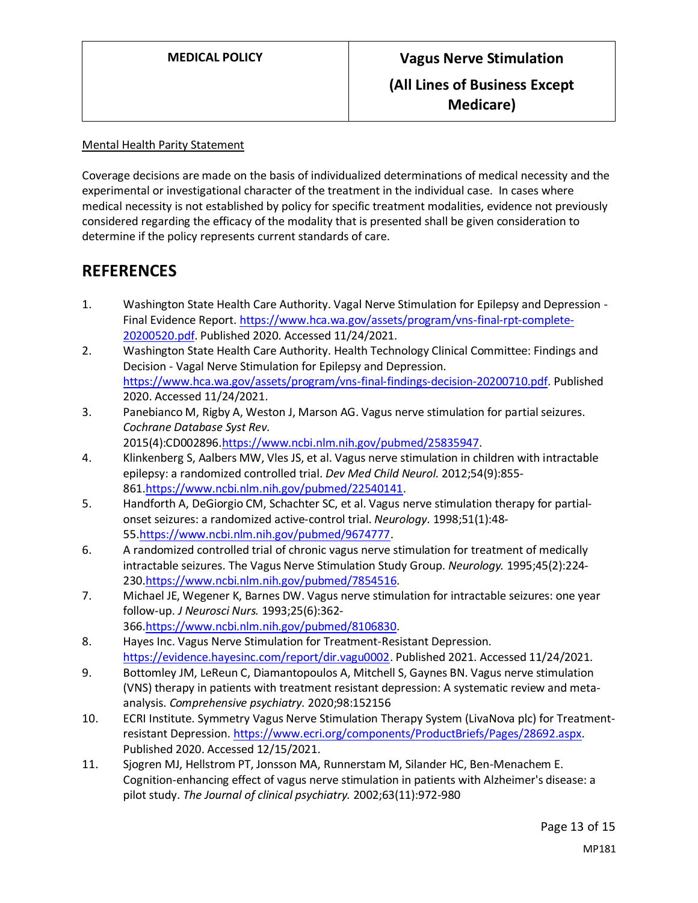Mental Health Parity Statement

Coverage decisions are made on the basis of individualized determinations of medical necessity and the experimental or investigational character of the treatment in the individual case. In cases where medical necessity is not established by policy for specific treatment modalities, evidence not previously considered regarding the efficacy of the modality that is presented shall be given consideration to determine if the policy represents current standards of care.

# REFERENCES

1. Washington State Health Care Authority. Vagal Nerve Stimulation for Epilepsy and Depression - Final Evidence Report. https://www.hca.wa.gov/assets/program/vns-final-rpt-complete-20200520.pdf. Published 2020. Accessed 11/24/2021.
2. Washington State Health Care Authority. Health Technology Clinical Committee: Findings and Decision - Vagal Nerve Stimulation for Epilepsy and Depression. https://www.hca.wa.gov/assets/program/vns-final-findings-decision-20200710.pdf. Published 2020. Accessed 11/24/2021.
3. Panebianco M, Rigby A, Weston J, Marson AG. Vagus nerve stimulation for partial seizures. *Cochrane Database Syst Rev.* 2015(4):CD002896.https://www.ncbi.nlm.nih.gov/pubmed/25835947.
4. Klinkenberg S, Aalbers MW, Vles JS, et al. Vagus nerve stimulation in children with intractable epilepsy: a randomized controlled trial. *Dev Med Child Neurol.* 2012;54(9):855-861.https://www.ncbi.nlm.nih.gov/pubmed/22540141.
5. Handforth A, DeGiorgio CM, Schachter SC, et al. Vagus nerve stimulation therapy for partial-onset seizures: a randomized active-control trial. *Neurology.* 1998;51(1):48-55.https://www.ncbi.nlm.nih.gov/pubmed/9674777.
6. A randomized controlled trial of chronic vagus nerve stimulation for treatment of medically intractable seizures. The Vagus Nerve Stimulation Study Group. *Neurology.* 1995;45(2):224-230.https://www.ncbi.nlm.nih.gov/pubmed/7854516.
7. Michael JE, Wegener K, Barnes DW. Vagus nerve stimulation for intractable seizures: one year follow-up. *J Neurosci Nurs.* 1993;25(6):362-366.https://www.ncbi.nlm.nih.gov/pubmed/8106830.
8. Hayes Inc. Vagus Nerve Stimulation for Treatment-Resistant Depression. https://evidence.hayesinc.com/report/dir.vagu0002. Published 2021. Accessed 11/24/2021.
9. Bottomley JM, LeReun C, Diamantopoulos A, Mitchell S, Gaynes BN. Vagus nerve stimulation (VNS) therapy in patients with treatment resistant depression: A systematic review and meta-analysis. *Comprehensive psychiatry.* 2020;98:152156
10. ECRI Institute. Symmetry Vagus Nerve Stimulation Therapy System (LivaNova plc) for Treatment-resistant Depression. https://www.ecri.org/components/ProductBriefs/Pages/28692.aspx. Published 2020. Accessed 12/15/2021.
11. Sjogren MJ, Hellstrom PT, Jonsson MA, Runnerstam M, Silander HC, Ben-Menachem E. Cognition-enhancing effect of vagus nerve stimulation in patients with Alzheimer's disease: a pilot study. *The Journal of clinical psychiatry.* 2002;63(11):972-980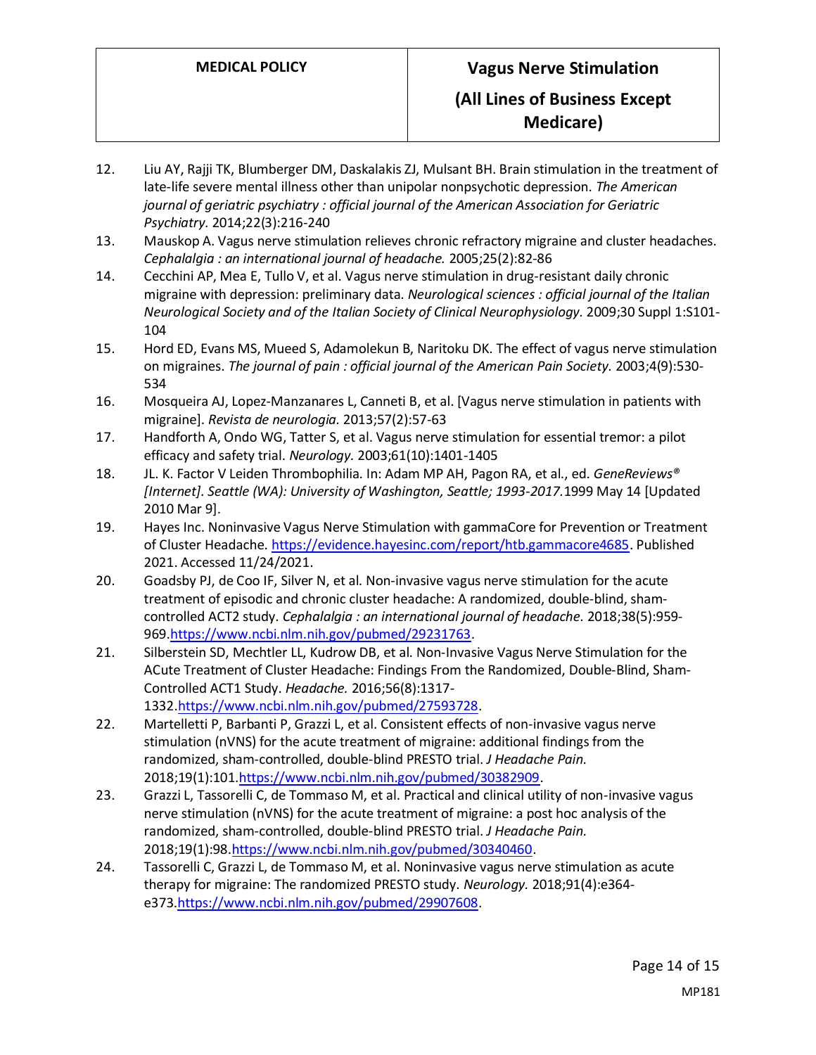12. Liu AY, Rajji TK, Blumberger DM, Daskalakis ZJ, Mulsant BH. Brain stimulation in the treatment of late-life severe mental illness other than unipolar nonpsychotic depression. *The American journal of geriatric psychiatry : official journal of the American Association for Geriatric Psychiatry.* 2014;22(3):216-240
13. Mauskop A. Vagus nerve stimulation relieves chronic refractory migraine and cluster headaches. *Cephalalgia : an international journal of headache.* 2005;25(2):82-86
14. Cecchini AP, Mea E, Tullo V, et al. Vagus nerve stimulation in drug-resistant daily chronic migraine with depression: preliminary data. *Neurological sciences : official journal of the Italian Neurological Society and of the Italian Society of Clinical Neurophysiology.* 2009;30 Suppl 1:S101-104
15. Hord ED, Evans MS, Mueed S, Adamolekun B, Naritoku DK. The effect of vagus nerve stimulation on migraines. *The journal of pain : official journal of the American Pain Society.* 2003;4(9):530-534
16. Mosqueira AJ, Lopez-Manzanares L, Canneti B, et al. [Vagus nerve stimulation in patients with migraine]. *Revista de neurologia.* 2013;57(2):57-63
17. Handforth A, Ondo WG, Tatter S, et al. Vagus nerve stimulation for essential tremor: a pilot efficacy and safety trial. *Neurology.* 2003;61(10):1401-1405
18. JL. K. Factor V Leiden Thrombophilia. In: Adam MP AH, Pagon RA, et al., ed. *GeneReviews® [Internet]. Seattle (WA): University of Washington, Seattle; 1993-2017.* 1999 May 14 [Updated 2010 Mar 9].
19. Hayes Inc. Noninvasive Vagus Nerve Stimulation with gammaCore for Prevention or Treatment of Cluster Headache. https://evidence.hayesinc.com/report/htb.gammacore4685. Published 2021. Accessed 11/24/2021.
20. Goadsby PJ, de Coo IF, Silver N, et al. Non-invasive vagus nerve stimulation for the acute treatment of episodic and chronic cluster headache: A randomized, double-blind, sham-controlled ACT2 study. *Cephalalgia : an international journal of headache.* 2018;38(5):959-969. https://www.ncbi.nlm.nih.gov/pubmed/29231763.
21. Silberstein SD, Mechtler LL, Kudrow DB, et al. Non-Invasive Vagus Nerve Stimulation for the ACute Treatment of Cluster Headache: Findings From the Randomized, Double-Blind, Sham-Controlled ACT1 Study. *Headache.* 2016;56(8):1317-1332. https://www.ncbi.nlm.nih.gov/pubmed/27593728.
22. Martelletti P, Barbanti P, Grazzi L, et al. Consistent effects of non-invasive vagus nerve stimulation (nVNS) for the acute treatment of migraine: additional findings from the randomized, sham-controlled, double-blind PRESTO trial. *J Headache Pain.* 2018;19(1):101. https://www.ncbi.nlm.nih.gov/pubmed/30382909.
23. Grazzi L, Tassorelli C, de Tommaso M, et al. Practical and clinical utility of non-invasive vagus nerve stimulation (nVNS) for the acute treatment of migraine: a post hoc analysis of the randomized, sham-controlled, double-blind PRESTO trial. *J Headache Pain.* 2018;19(1):98. https://www.ncbi.nlm.nih.gov/pubmed/30340460.
24. Tassorelli C, Grazzi L, de Tommaso M, et al. Noninvasive vagus nerve stimulation as acute therapy for migraine: The randomized PRESTO study. *Neurology.* 2018;91(4):e364-e373. https://www.ncbi.nlm.nih.gov/pubmed/29907608.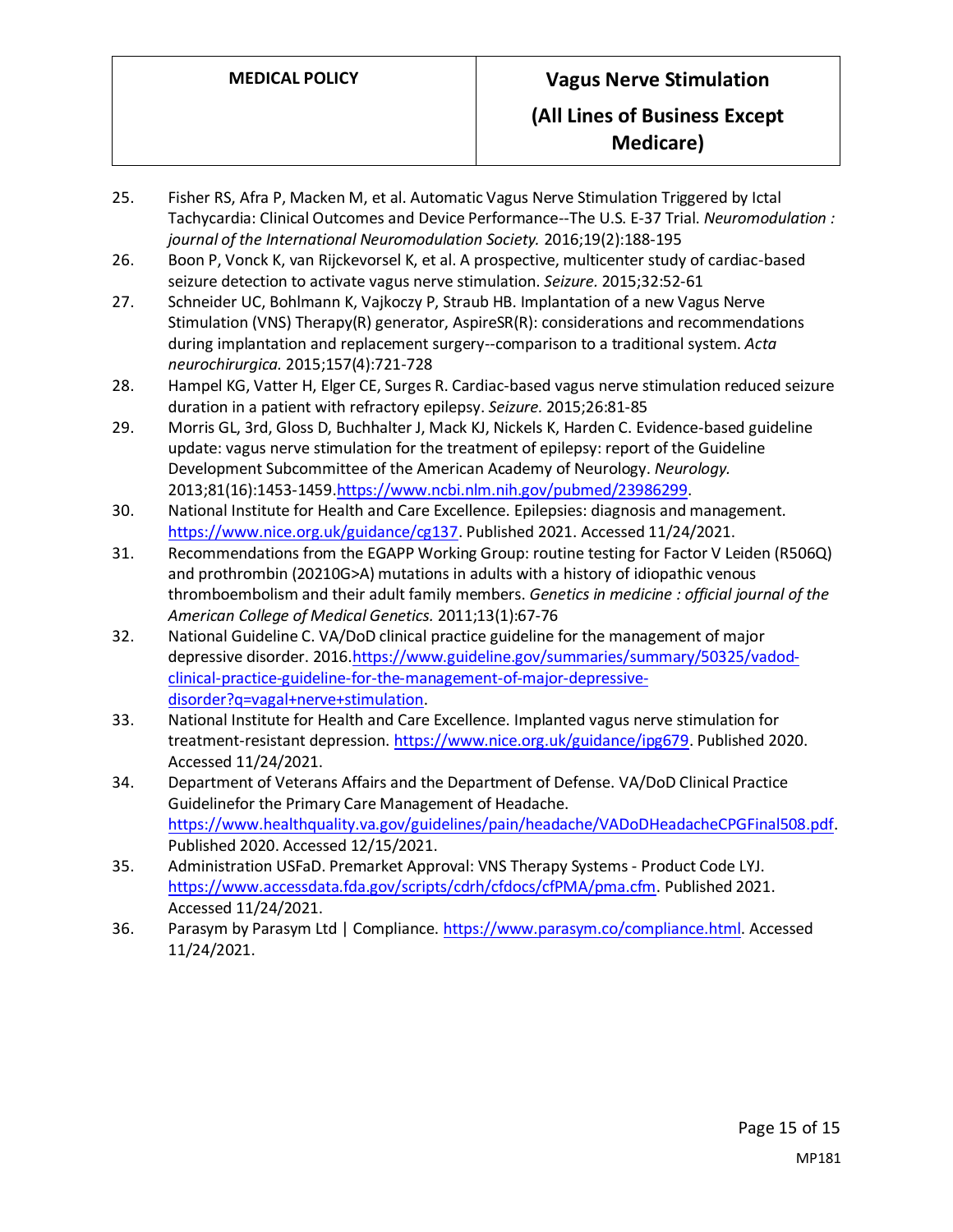25. Fisher RS, Afra P, Macken M, et al. Automatic Vagus Nerve Stimulation Triggered by Ictal Tachycardia: Clinical Outcomes and Device Performance--The U.S. E-37 Trial. *Neuromodulation : journal of the International Neuromodulation Society.* 2016;19(2):188-195
26. Boon P, Vonck K, van Rijckevorsel K, et al. A prospective, multicenter study of cardiac-based seizure detection to activate vagus nerve stimulation. *Seizure.* 2015;32:52-61
27. Schneider UC, Bohlmann K, Vajkoczy P, Straub HB. Implantation of a new Vagus Nerve Stimulation (VNS) Therapy(R) generator, AspireSR(R): considerations and recommendations during implantation and replacement surgery--comparison to a traditional system. *Acta neurochirurgica.* 2015;157(4):721-728
28. Hampel KG, Vatter H, Elger CE, Surges R. Cardiac-based vagus nerve stimulation reduced seizure duration in a patient with refractory epilepsy. *Seizure.* 2015;26:81-85
29. Morris GL, 3rd, Gloss D, Buchhalter J, Mack KJ, Nickels K, Harden C. Evidence-based guideline update: vagus nerve stimulation for the treatment of epilepsy: report of the Guideline Development Subcommittee of the American Academy of Neurology. *Neurology.* 2013;81(16):1453-1459.https://www.ncbi.nlm.nih.gov/pubmed/23986299.
30. National Institute for Health and Care Excellence. Epilepsies: diagnosis and management. https://www.nice.org.uk/guidance/cg137. Published 2021. Accessed 11/24/2021.
31. Recommendations from the EGAPP Working Group: routine testing for Factor V Leiden (R506Q) and prothrombin (20210G>A) mutations in adults with a history of idiopathic venous thromboembolism and their adult family members. *Genetics in medicine : official journal of the American College of Medical Genetics.* 2011;13(1):67-76
32. National Guideline C. VA/DoD clinical practice guideline for the management of major depressive disorder. 2016.https://www.guideline.gov/summaries/summary/50325/vadod-clinical-practice-guideline-for-the-management-of-major-depressive-disorder?q=vagal+nerve+stimulation.
33. National Institute for Health and Care Excellence. Implanted vagus nerve stimulation for treatment-resistant depression. https://www.nice.org.uk/guidance/ipg679. Published 2020. Accessed 11/24/2021.
34. Department of Veterans Affairs and the Department of Defense. VA/DoD Clinical Practice Guidelinefor the Primary Care Management of Headache. https://www.healthquality.va.gov/guidelines/pain/headache/VADoDHeadacheCPGFinal508.pdf. Published 2020. Accessed 12/15/2021.
35. Administration USFaD. Premarket Approval: VNS Therapy Systems - Product Code LYJ. https://www.accessdata.fda.gov/scripts/cdrh/cfdocs/cfPMA/pma.cfm. Published 2021. Accessed 11/24/2021.
36. Parasym by Parasym Ltd | Compliance. https://www.parasym.co/compliance.html. Accessed 11/24/2021.